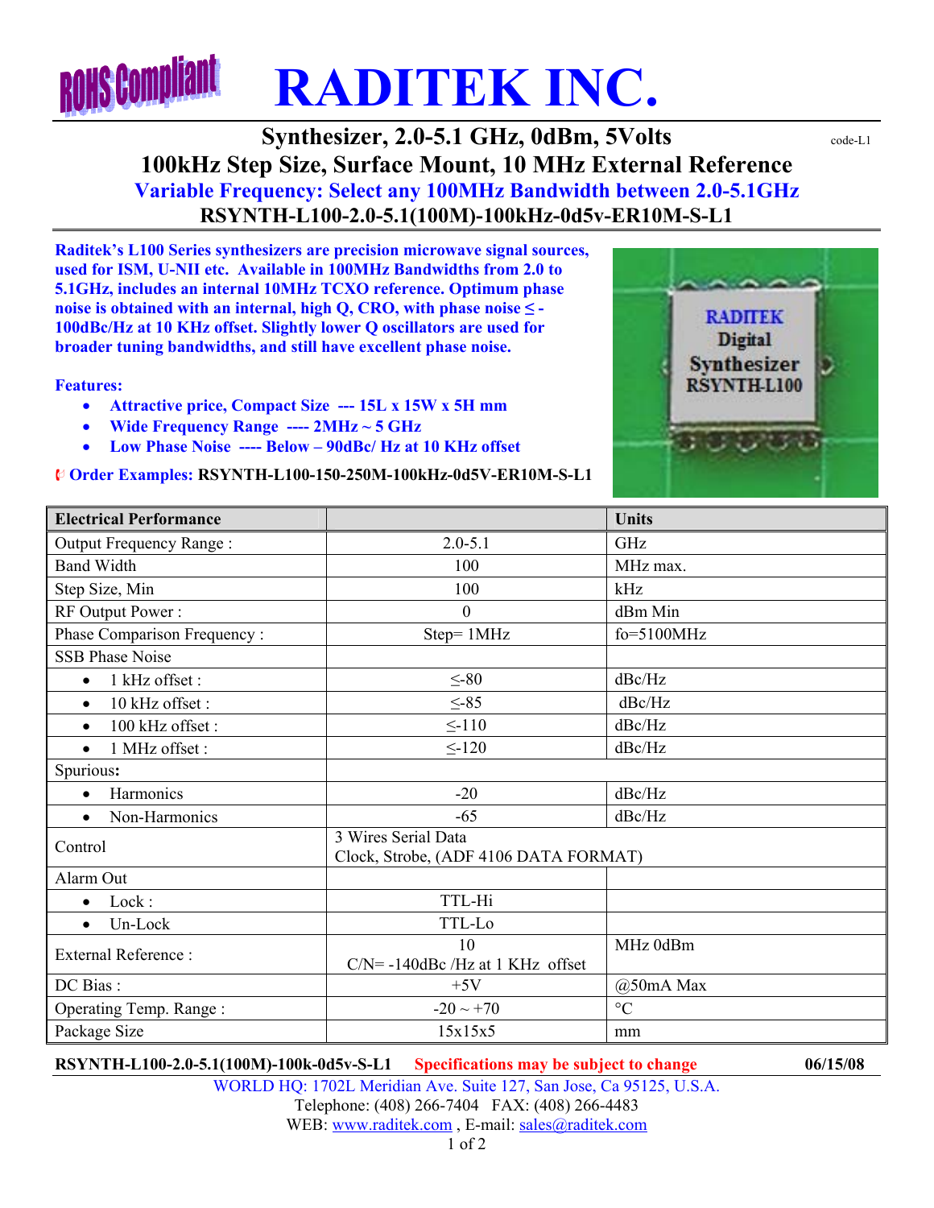RoHS Compliant

# RADITEK INC.

## Synthesizer, 2.0-5.1 GHz, 0dBm, 5Volts

code-L1

## 100kHz Step Size, Surface Mount, 10 MHz External Reference

### Variable Frequency: Select any 100MHz Bandwidth between 2.0-5.1GHz

### RSYNTH-L100-2.0-5.1(100M)-100kHz-0d5v-ER10M-S-L1

**Raditek's L100 Series synthesizers are precision microwave signal sources, used for ISM, U-NII etc. Available in 100MHz Bandwidths from 2.0 to 5.1GHz, includes an internal 10MHz TCXO reference. Optimum phase noise is obtained with an internal, high Q, CRO, with phase noise ≤ -100dBc/Hz at 10 KHz offset. Slightly lower Q oscillators are used for broader tuning bandwidths, and still have excellent phase noise.**

**Features:**

- **Attractive price, Compact Size --- 15L x 15W x 5H mm**
- **Wide Frequency Range ---- 2MHz ~ 5 GHz**
- **Low Phase Noise ---- Below – 90dBc/ Hz at 10 KHz offset**

**Order Examples: RSYNTH-L100-150-250M-100kHz-0d5V-ER10M-S-L1**

| Electrical Performance | | Units |
|---|---|---|
| Output Frequency Range : | 2.0-5.1 | GHz |
| Band Width | 100 | MHz max. |
| Step Size, Min | 100 | kHz |
| RF Output Power : | 0 | dBm Min |
| Phase Comparison Frequency : | Step= 1MHz | fo=5100MHz |
| SSB Phase Noise | | |
| • 1 kHz offset : | ≤-80 | dBc/Hz |
| • 10 kHz offset : | ≤-85 | dBc/Hz |
| • 100 kHz offset : | ≤-110 | dBc/Hz |
| • 1 MHz offset : | ≤-120 | dBc/Hz |
| Spurious: | | |
| • Harmonics | -20 | dBc/Hz |
| • Non-Harmonics | -65 | dBc/Hz |
| Control | 3 Wires Serial Data<br>Clock, Strobe, (ADF 4106 DATA FORMAT) | |
| Alarm Out | | |
| • Lock : | TTL-Hi | |
| • Un-Lock | TTL-Lo | |
| External Reference : | 10<br>C/N= -140dBc /Hz at 1 KHz offset | MHz 0dBm |
| DC Bias : | +5V | @50mA Max |
| Operating Temp. Range : | -20 ~ +70 | °C |
| Package Size | 15x15x5 | mm |

**RSYNTH-L100-2.0-5.1(100M)-100k-0d5v-S-L1** **Specifications may be subject to change** **06/15/08**

WORLD HQ: 1702L Meridian Ave. Suite 127, San Jose, Ca 95125, U.S.A.
Telephone: (408) 266-7404 FAX: (408) 266-4483
WEB: www.raditek.com , E-mail: sales@raditek.com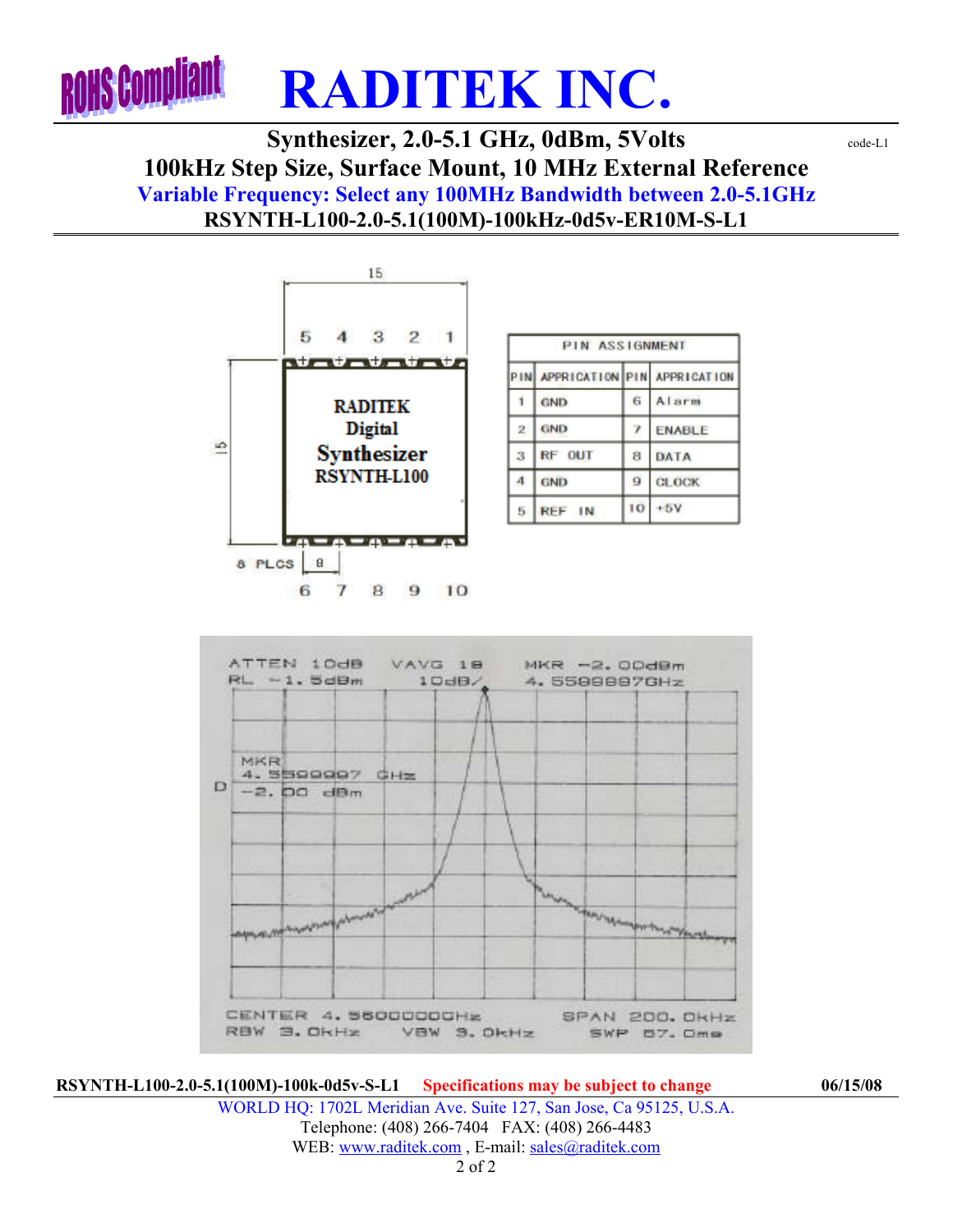ROHS Compliant

# RADITEK INC.

## Synthesizer, 2.0-5.1 GHz, 0dBm, 5Volts

code-L1

## 100kHz Step Size, Surface Mount, 10 MHz External Reference

**Variable Frequency: Select any 100MHz Bandwidth between 2.0-5.1GHz**

**RSYNTH-L100-2.0-5.1(100M)-100kHz-0d5v-ER10M-S-L1**

15

5 4 3 2 1

RADITEK
Digital
Synthesizer
RSYNTH-L100

15

8 PLCS 8

6 7 8 9 10

| PIN ASSIGNMENT | | | |
|---|---|---|---|
| PIN | APPRICATION | PIN | APPRICATION |
| 1 | GND | 6 | Alarm |
| 2 | GND | 7 | ENABLE |
| 3 | RF OUT | 8 | DATA |
| 4 | GND | 9 | CLOCK |
| 5 | REF IN | 10 | +5V |

ATTEN 10dB VAVG 18 MKR -2.00dBm
RL -1.5dBm 10dB/ 4.5588897GHz

MKR
4.5589997 GHz
D -2.00 dBm

CENTER 4.5600000GHz SPAN 200.0kHz
RBW 3.0kHz VBW 3.0kHz SWP 87.0ms

**RSYNTH-L100-2.0-5.1(100M)-100k-0d5v-S-L1** **Specifications may be subject to change** **06/15/08**

WORLD HQ: 1702L Meridian Ave. Suite 127, San Jose, Ca 95125, U.S.A.
Telephone: (408) 266-7404 FAX: (408) 266-4483
WEB: www.raditek.com , E-mail: sales@raditek.com